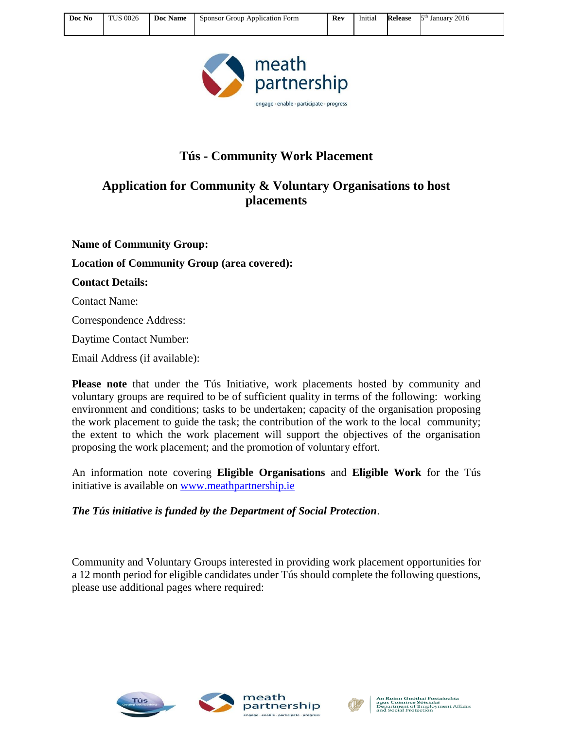| Doc No | TUS 0026 | Doc Name | Sponsor Group Application Form | Rev | Initial | Release | 5th January 2016 |
|---|---|---|---|---|---|---|---|

# Tús - Community Work Placement

## Application for Community & Voluntary Organisations to host placements

**Name of Community Group:**

**Location of Community Group (area covered):**

**Contact Details:**

Contact Name:

Correspondence Address:

Daytime Contact Number:

Email Address (if available):

**Please note** that under the Tús Initiative, work placements hosted by community and voluntary groups are required to be of sufficient quality in terms of the following: working environment and conditions; tasks to be undertaken; capacity of the organisation proposing the work placement to guide the task; the contribution of the work to the local community; the extent to which the work placement will support the objectives of the organisation proposing the work placement; and the promotion of voluntary effort.

An information note covering **Eligible Organisations** and **Eligible Work** for the Tús initiative is available on www.meathpartnership.ie

***The Tús initiative is funded by the Department of Social Protection***.

Community and Voluntary Groups interested in providing work placement opportunities for a 12 month period for eligible candidates under Tús should complete the following questions, please use additional pages where required: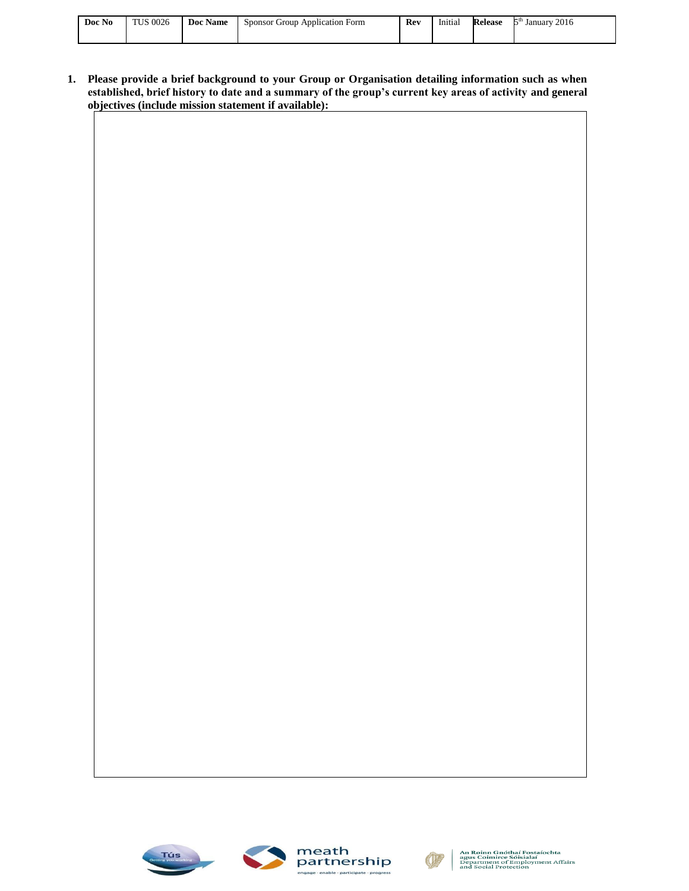1. **Please provide a brief background to your Group or Organisation detailing information such as when established, brief history to date and a summary of the group's current key areas of activity and general objectives (include mission statement if available):**

| |
|---|
| |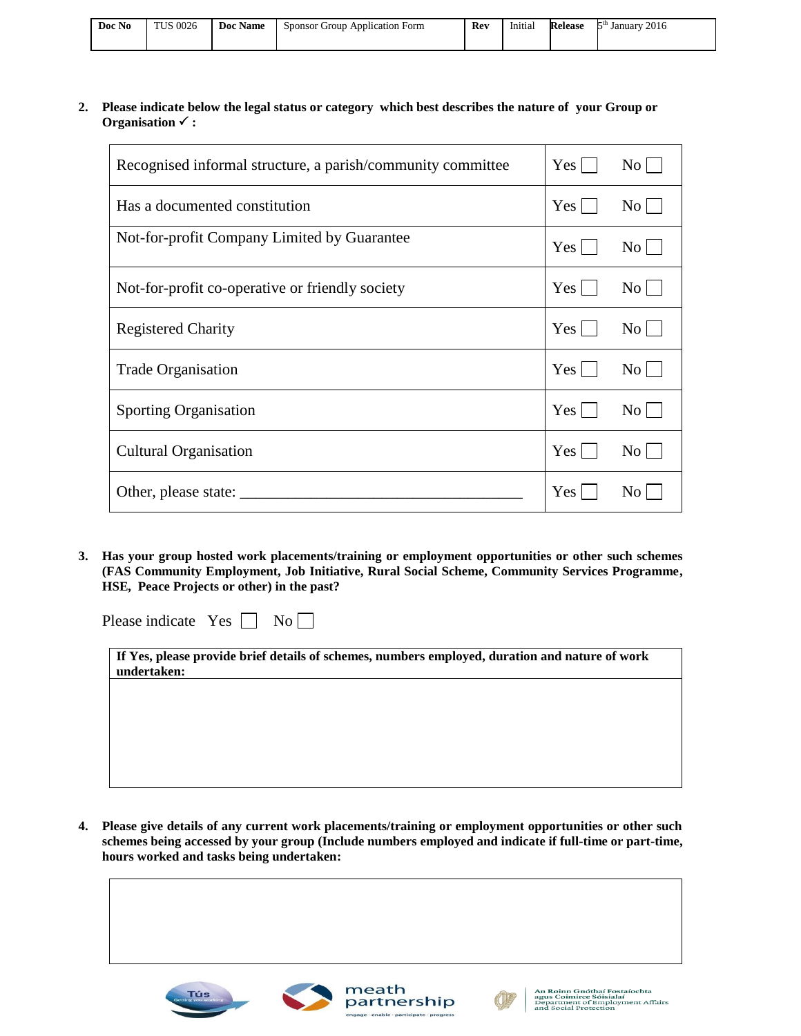2. **Please indicate below the legal status or category which best describes the nature of your Group or Organisation ✓ :**

| | |
|---|---|
| Recognised informal structure, a parish/community committee | Yes ☐ No ☐ |
| Has a documented constitution | Yes ☐ No ☐ |
| Not-for-profit Company Limited by Guarantee | Yes ☐ No ☐ |
| Not-for-profit co-operative or friendly society | Yes ☐ No ☐ |
| Registered Charity | Yes ☐ No ☐ |
| Trade Organisation | Yes ☐ No ☐ |
| Sporting Organisation | Yes ☐ No ☐ |
| Cultural Organisation | Yes ☐ No ☐ |
| Other, please state: ____________________________________ | Yes ☐ No ☐ |

3. **Has your group hosted work placements/training or employment opportunities or other such schemes (FAS Community Employment, Job Initiative, Rural Social Scheme, Community Services Programme, HSE, Peace Projects or other) in the past?**

Please indicate Yes ☐ No ☐

| **If Yes, please provide brief details of schemes, numbers employed, duration and nature of work undertaken:** |
|---|
| |

4. **Please give details of any current work placements/training or employment opportunities or other such schemes being accessed by your group (Include numbers employed and indicate if full-time or part-time, hours worked and tasks being undertaken:**

| |
|---|
| |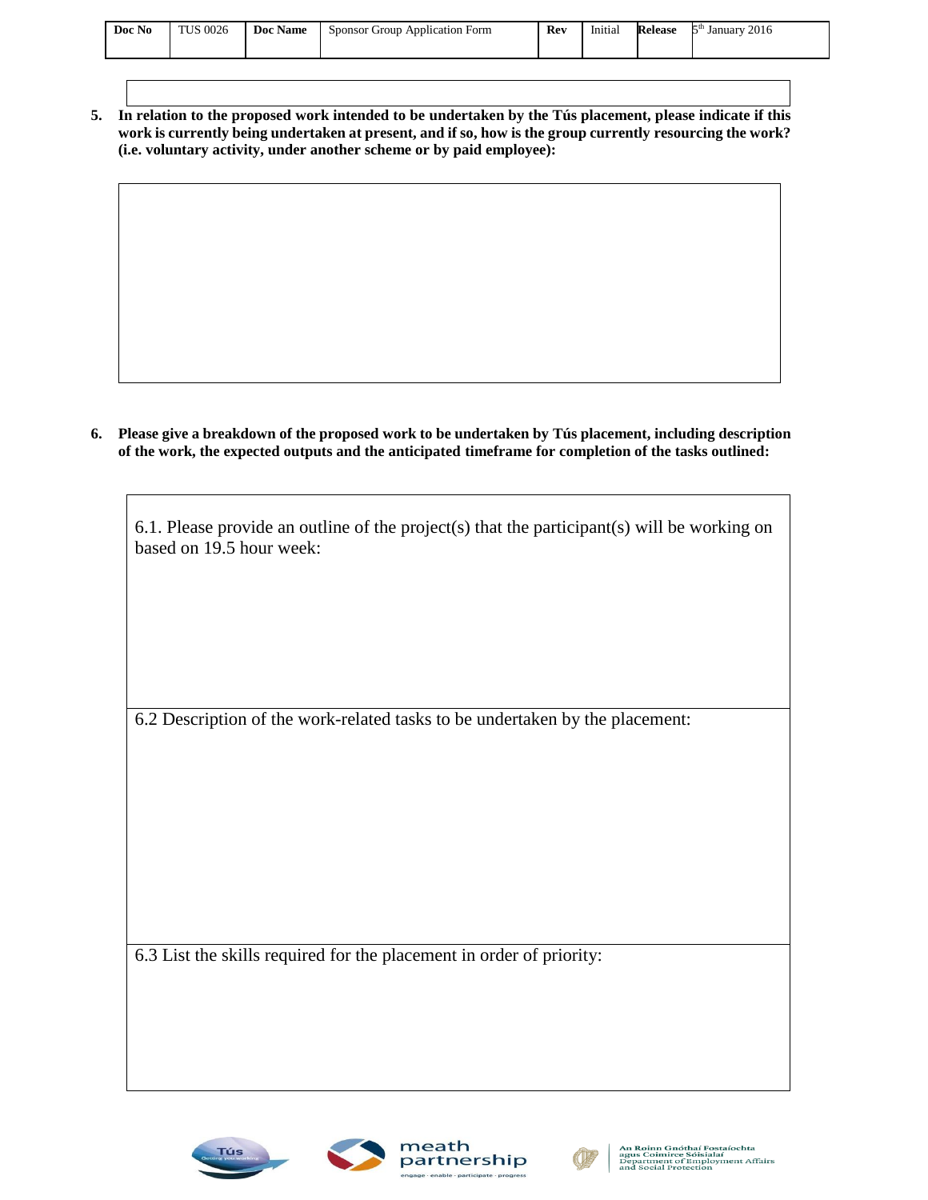**5. In relation to the proposed work intended to be undertaken by the Tús placement, please indicate if this work is currently being undertaken at present, and if so, how is the group currently resourcing the work? (i.e. voluntary activity, under another scheme or by paid employee):**

**6. Please give a breakdown of the proposed work to be undertaken by Tús placement, including description of the work, the expected outputs and the anticipated timeframe for completion of the tasks outlined:**

6.1. Please provide an outline of the project(s) that the participant(s) will be working on based on 19.5 hour week:

6.2 Description of the work-related tasks to be undertaken by the placement:

6.3 List the skills required for the placement in order of priority: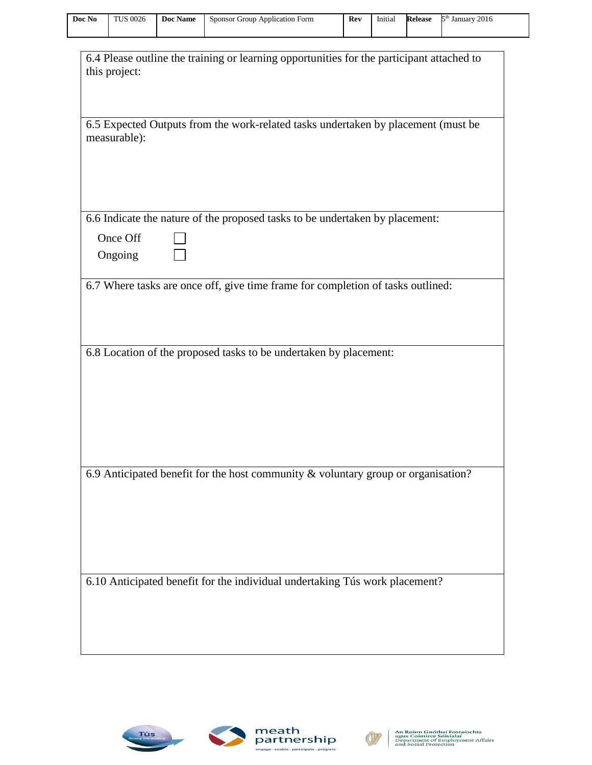6.4 Please outline the training or learning opportunities for the participant attached to this project:

6.5 Expected Outputs from the work-related tasks undertaken by placement (must be measurable):

6.6 Indicate the nature of the proposed tasks to be undertaken by placement:

Once Off ☐

Ongoing ☐

6.7 Where tasks are once off, give time frame for completion of tasks outlined:

6.8 Location of the proposed tasks to be undertaken by placement:

6.9 Anticipated benefit for the host community & voluntary group or organisation?

6.10 Anticipated benefit for the individual undertaking Tús work placement?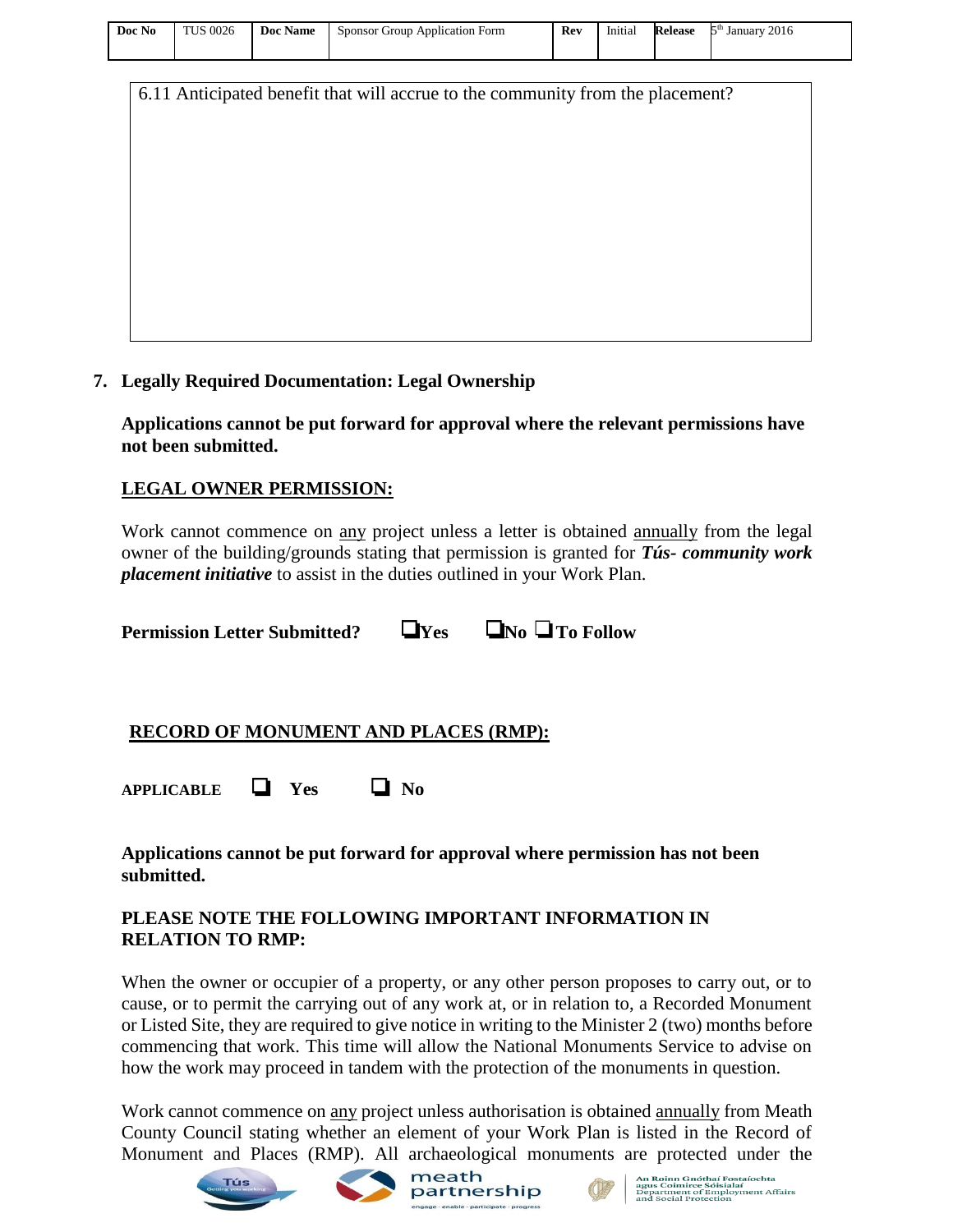6.11 Anticipated benefit that will accrue to the community from the placement?

## 7. Legally Required Documentation: Legal Ownership

**Applications cannot be put forward for approval where the relevant permissions have not been submitted.**

**LEGAL OWNER PERMISSION:**

Work cannot commence on any project unless a letter is obtained annually from the legal owner of the building/grounds stating that permission is granted for ***Tús- community work placement initiative*** to assist in the duties outlined in your Work Plan.

**Permission Letter Submitted?** ❑ **Yes** ❑ **No** ❑ **To Follow**

**RECORD OF MONUMENT AND PLACES (RMP):**

**APPLICABLE** ❑ **Yes** ❑ **No**

**Applications cannot be put forward for approval where permission has not been submitted.**

**PLEASE NOTE THE FOLLOWING IMPORTANT INFORMATION IN RELATION TO RMP:**

When the owner or occupier of a property, or any other person proposes to carry out, or to cause, or to permit the carrying out of any work at, or in relation to, a Recorded Monument or Listed Site, they are required to give notice in writing to the Minister 2 (two) months before commencing that work. This time will allow the National Monuments Service to advise on how the work may proceed in tandem with the protection of the monuments in question.

Work cannot commence on any project unless authorisation is obtained annually from Meath County Council stating whether an element of your Work Plan is listed in the Record of Monument and Places (RMP). All archaeological monuments are protected under the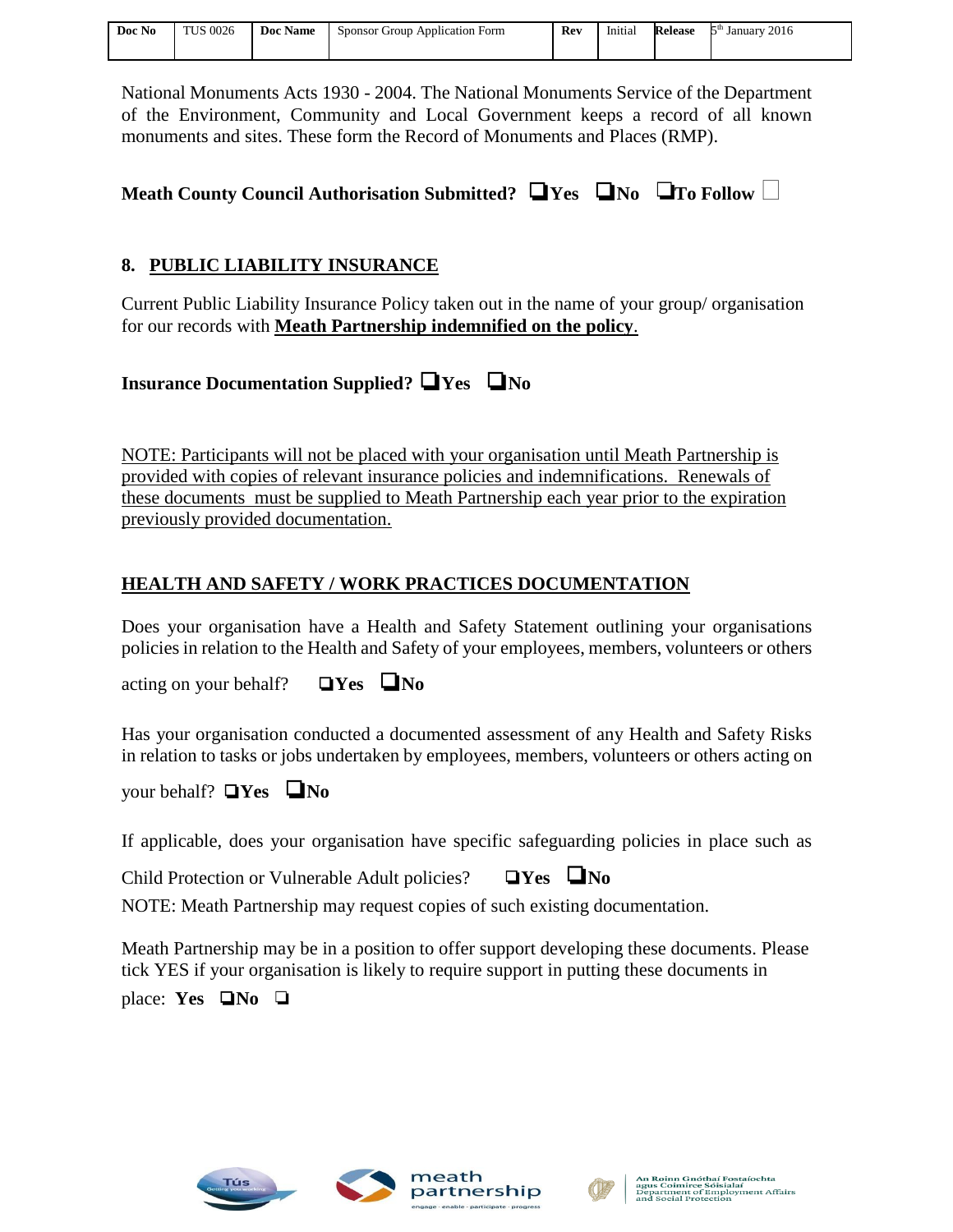National Monuments Acts 1930 - 2004. The National Monuments Service of the Department of the Environment, Community and Local Government keeps a record of all known monuments and sites. These form the Record of Monuments and Places (RMP).

**Meath County Council Authorisation Submitted? ❑Yes ❑No ❑To Follow ☐**

## 8. PUBLIC LIABILITY INSURANCE

Current Public Liability Insurance Policy taken out in the name of your group/ organisation for our records with **Meath Partnership indemnified on the policy**.

**Insurance Documentation Supplied? ❑Yes ❑No**

NOTE: Participants will not be placed with your organisation until Meath Partnership is provided with copies of relevant insurance policies and indemnifications. Renewals of these documents must be supplied to Meath Partnership each year prior to the expiration previously provided documentation.

## HEALTH AND SAFETY / WORK PRACTICES DOCUMENTATION

Does your organisation have a Health and Safety Statement outlining your organisations policies in relation to the Health and Safety of your employees, members, volunteers or others acting on your behalf? **❑Yes ❑No**

Has your organisation conducted a documented assessment of any Health and Safety Risks in relation to tasks or jobs undertaken by employees, members, volunteers or others acting on your behalf? **❑Yes ❑No**

If applicable, does your organisation have specific safeguarding policies in place such as Child Protection or Vulnerable Adult policies? **❑Yes ❑No**

NOTE: Meath Partnership may request copies of such existing documentation.

Meath Partnership may be in a position to offer support developing these documents. Please tick YES if your organisation is likely to require support in putting these documents in place: **Yes ❑No ❑**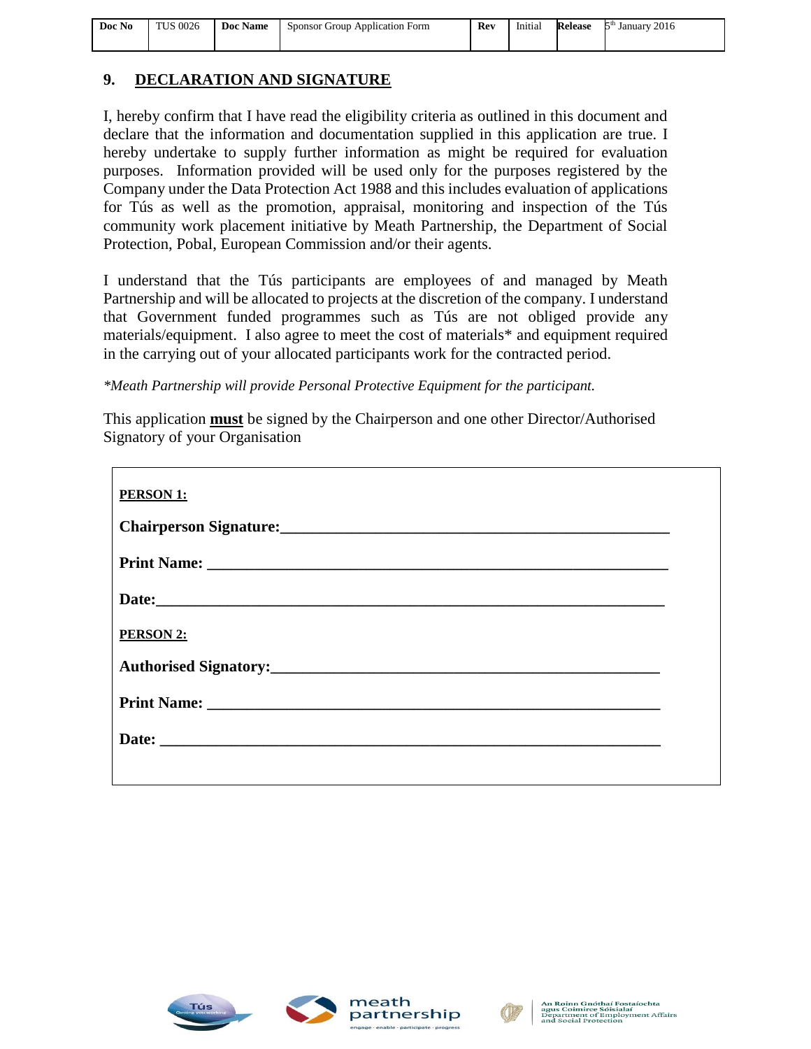## 9. DECLARATION AND SIGNATURE

I, hereby confirm that I have read the eligibility criteria as outlined in this document and declare that the information and documentation supplied in this application are true. I hereby undertake to supply further information as might be required for evaluation purposes. Information provided will be used only for the purposes registered by the Company under the Data Protection Act 1988 and this includes evaluation of applications for Tús as well as the promotion, appraisal, monitoring and inspection of the Tús community work placement initiative by Meath Partnership, the Department of Social Protection, Pobal, European Commission and/or their agents.

I understand that the Tús participants are employees of and managed by Meath Partnership and will be allocated to projects at the discretion of the company. I understand that Government funded programmes such as Tús are not obliged provide any materials/equipment. I also agree to meet the cost of materials* and equipment required in the carrying out of your allocated participants work for the contracted period.

*\*Meath Partnership will provide Personal Protective Equipment for the participant.*

This application **must** be signed by the Chairperson and one other Director/Authorised Signatory of your Organisation

**PERSON 1:**

**Chairperson Signature:**\_\_\_\_\_\_\_\_\_\_\_\_\_\_\_\_\_\_\_\_\_\_\_\_\_\_\_\_\_\_\_\_\_\_\_\_\_\_\_\_\_\_

**Print Name:** \_\_\_\_\_\_\_\_\_\_\_\_\_\_\_\_\_\_\_\_\_\_\_\_\_\_\_\_\_\_\_\_\_\_\_\_\_\_\_\_\_\_\_\_\_\_\_\_\_

**Date:**\_\_\_\_\_\_\_\_\_\_\_\_\_\_\_\_\_\_\_\_\_\_\_\_\_\_\_\_\_\_\_\_\_\_\_\_\_\_\_\_\_\_\_\_\_\_\_\_\_\_\_\_\_\_

**PERSON 2:**

**Authorised Signatory:**\_\_\_\_\_\_\_\_\_\_\_\_\_\_\_\_\_\_\_\_\_\_\_\_\_\_\_\_\_\_\_\_\_\_\_\_\_\_\_\_\_\_

**Print Name:** \_\_\_\_\_\_\_\_\_\_\_\_\_\_\_\_\_\_\_\_\_\_\_\_\_\_\_\_\_\_\_\_\_\_\_\_\_\_\_\_\_\_\_\_\_\_\_\_

**Date:** \_\_\_\_\_\_\_\_\_\_\_\_\_\_\_\_\_\_\_\_\_\_\_\_\_\_\_\_\_\_\_\_\_\_\_\_\_\_\_\_\_\_\_\_\_\_\_\_\_\_\_\_\_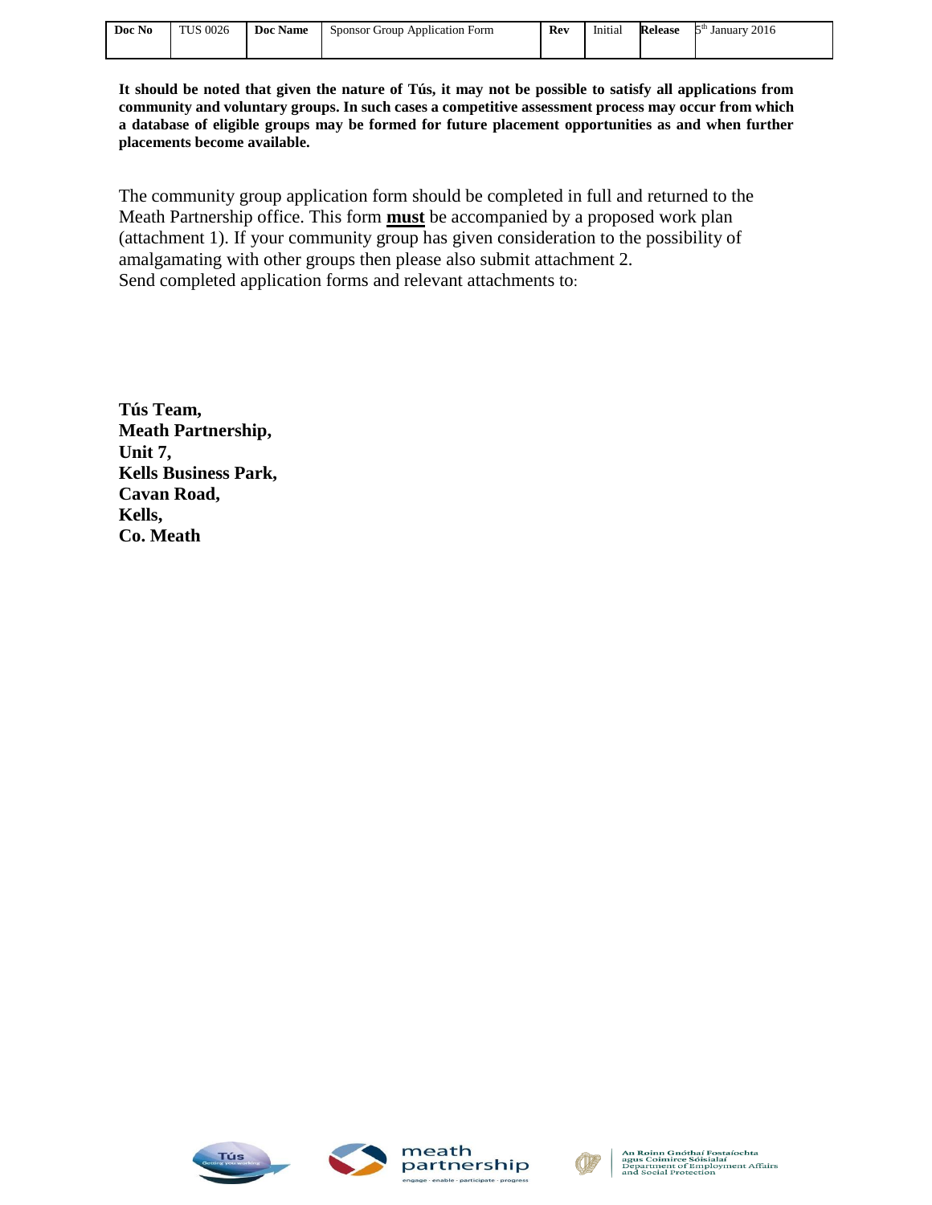**It should be noted that given the nature of Tús, it may not be possible to satisfy all applications from community and voluntary groups. In such cases a competitive assessment process may occur from which a database of eligible groups may be formed for future placement opportunities as and when further placements become available.**

The community group application form should be completed in full and returned to the Meath Partnership office. This form **must** be accompanied by a proposed work plan (attachment 1). If your community group has given consideration to the possibility of amalgamating with other groups then please also submit attachment 2.
Send completed application forms and relevant attachments to:

**Tús Team,**
**Meath Partnership,**
**Unit 7,**
**Kells Business Park,**
**Cavan Road,**
**Kells,**
**Co. Meath**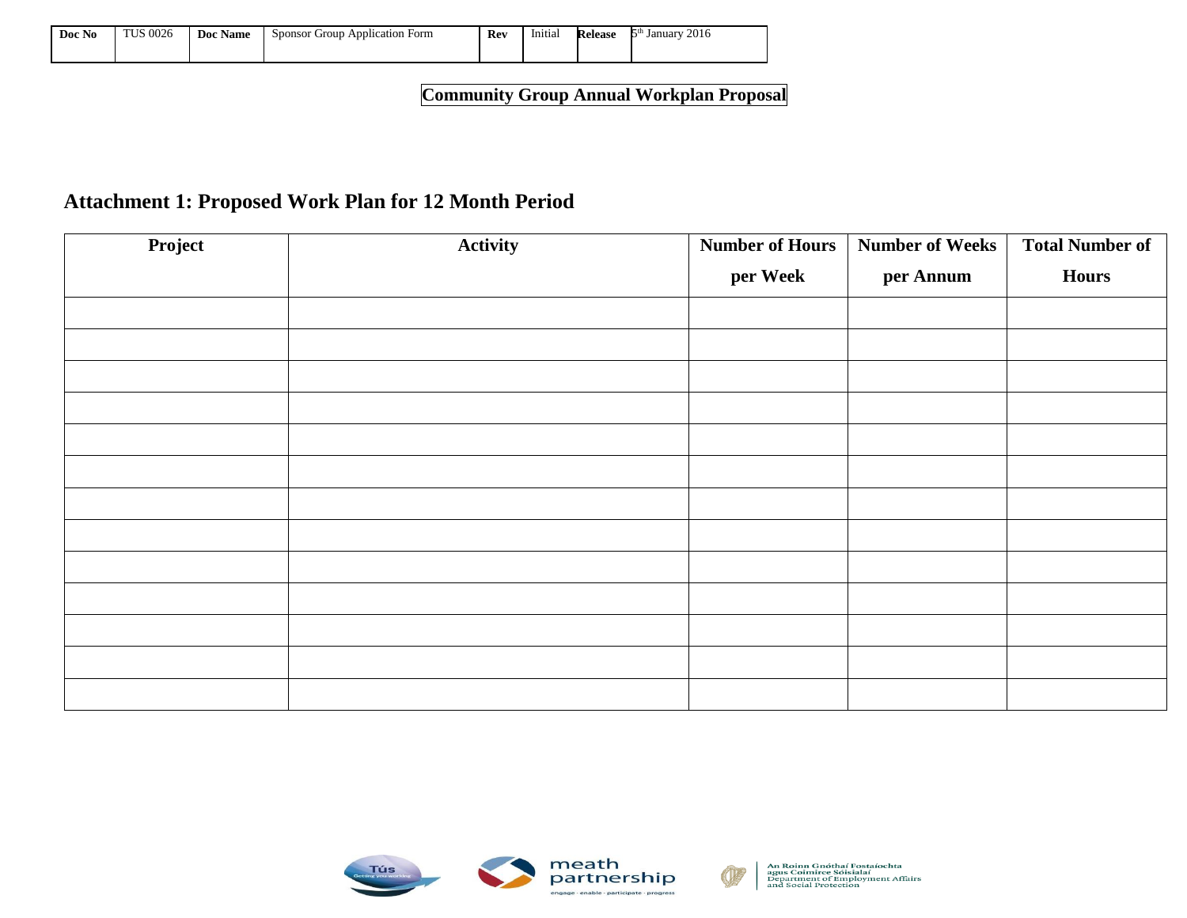**Community Group Annual Workplan Proposal**

## Attachment 1: Proposed Work Plan for 12 Month Period

| Project | Activity | Number of Hours per Week | Number of Weeks per Annum | Total Number of Hours |
|---|---|---|---|---|
| | | | | |
| | | | | |
| | | | | |
| | | | | |
| | | | | |
| | | | | |
| | | | | |
| | | | | |
| | | | | |
| | | | | |
| | | | | |
| | | | | |
| | | | | |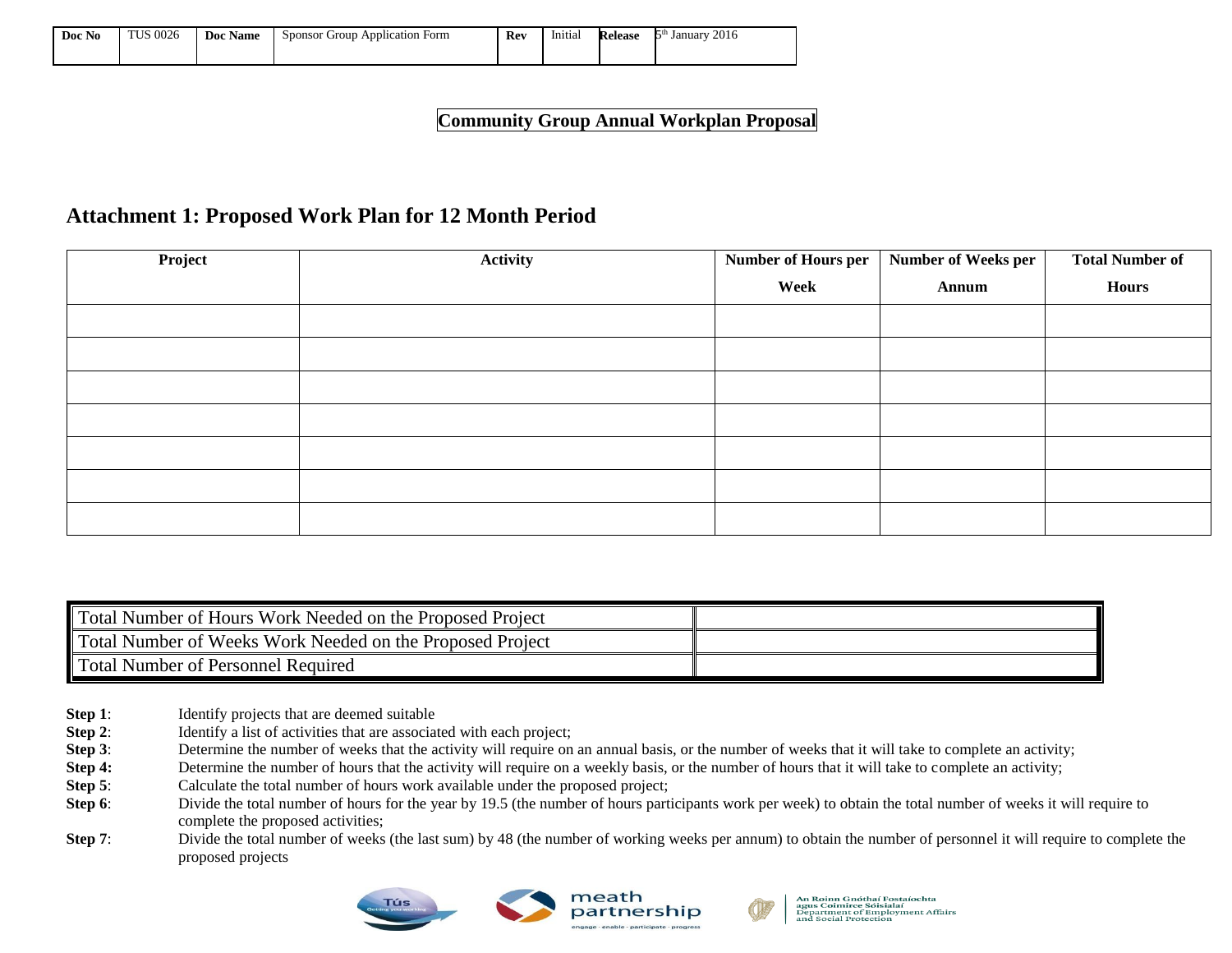| Doc No | TUS 0026 | Doc Name | Sponsor Group Application Form | Rev | Initial | Release | 5th January 2016 |
|---|---|---|---|---|---|---|---|

**Community Group Annual Workplan Proposal**

## Attachment 1: Proposed Work Plan for 12 Month Period

| Project | Activity | Number of Hours per Week | Number of Weeks per Annum | Total Number of Hours |
|---|---|---|---|---|
| | | | | |
| | | | | |
| | | | | |
| | | | | |
| | | | | |
| | | | | |
| | | | | |

| | |
|---|---|
| Total Number of Hours Work Needed on the Proposed Project | |
| Total Number of Weeks Work Needed on the Proposed Project | |
| Total Number of Personnel Required | |

**Step 1**: Identify projects that are deemed suitable

**Step 2**: Identify a list of activities that are associated with each project;

**Step 3**: Determine the number of weeks that the activity will require on an annual basis, or the number of weeks that it will take to complete an activity;

**Step 4:** Determine the number of hours that the activity will require on a weekly basis, or the number of hours that it will take to complete an activity;

**Step 5**: Calculate the total number of hours work available under the proposed project;

**Step 6**: Divide the total number of hours for the year by 19.5 (the number of hours participants work per week) to obtain the total number of weeks it will require to complete the proposed activities;

**Step 7**: Divide the total number of weeks (the last sum) by 48 (the number of working weeks per annum) to obtain the number of personnel it will require to complete the proposed projects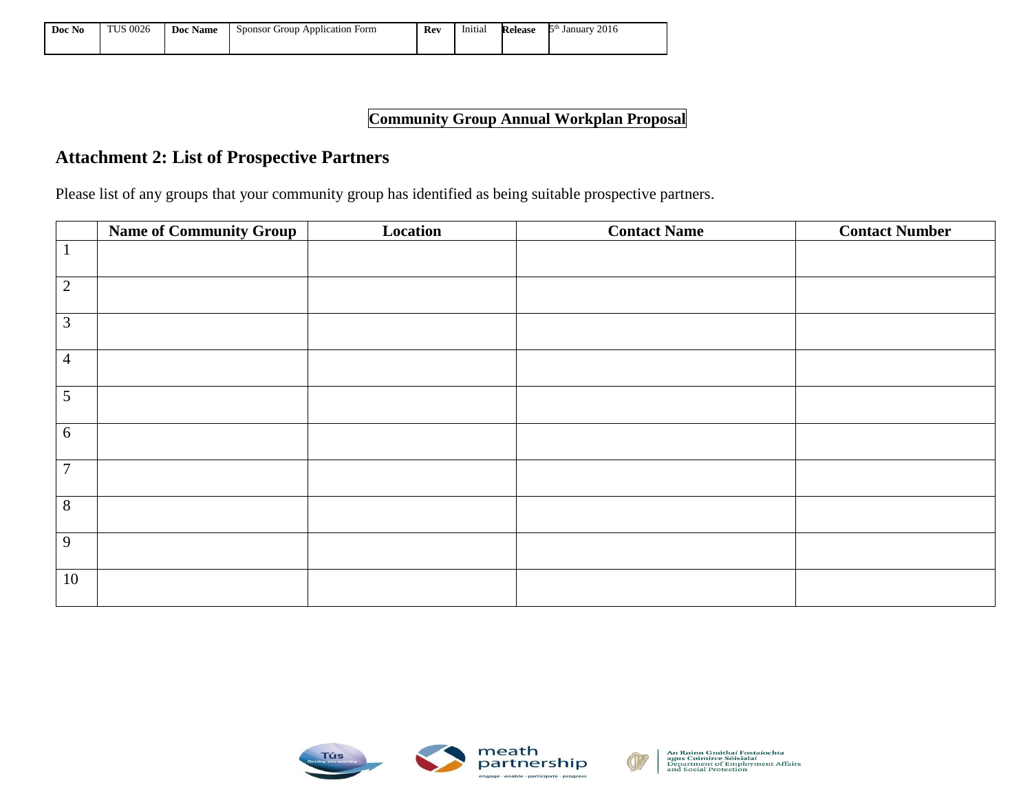**Community Group Annual Workplan Proposal**

## Attachment 2: List of Prospective Partners

Please list of any groups that your community group has identified as being suitable prospective partners.

| | Name of Community Group | Location | Contact Name | Contact Number |
|---|---|---|---|---|
| 1 | | | | |
| 2 | | | | |
| 3 | | | | |
| 4 | | | | |
| 5 | | | | |
| 6 | | | | |
| 7 | | | | |
| 8 | | | | |
| 9 | | | | |
| 10 | | | | |